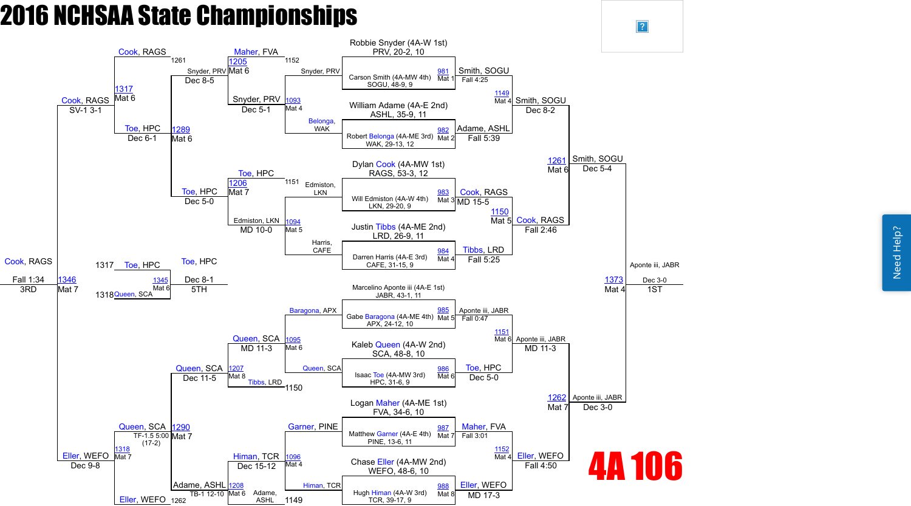# 2016 NCHSAA State Championships

## 4A 106

### Championship Bracket

**First Round**

| Bout | Mat | Wrestler | Wrestler | Winner | Result |
|---|---|---|---|---|---|
| 981 | Mat 1 | Robbie Snyder (4A-W 1st) PRV, 20-2, 10 | Carson Smith (4A-MW 4th) SOGU, 48-9, 9 | Smith, SOGU | Fall 4:25 |
| 982 | Mat 2 | William Adame (4A-E 2nd) ASHL, 35-9, 11 | Robert Belonga (4A-ME 3rd) WAK, 29-13, 12 | Adame, ASHL | Fall 5:39 |
| 983 | Mat 3 | Dylan Cook (4A-MW 1st) RAGS, 53-3, 12 | Will Edmiston (4A-W 4th) LKN, 29-20, 9 | Cook, RAGS | MD 15-5 |
| 984 | Mat 4 | Justin Tibbs (4A-ME 2nd) LRD, 26-9, 11 | Darren Harris (4A-E 3rd) CAFE, 31-15, 9 | Tibbs, LRD | Fall 5:25 |
| 985 | Mat 5 | Marcelino Aponte iii (4A-E 1st) JABR, 43-1, 11 | Gabe Baragona (4A-ME 4th) APX, 24-12, 10 | Aponte iii, JABR | Fall 0:47 |
| 986 | Mat 6 | Kaleb Queen (4A-W 2nd) SCA, 48-8, 10 | Isaac Toe (4A-MW 3rd) HPC, 31-6, 9 | Toe, HPC | Dec 5-0 |
| 987 | Mat 7 | Logan Maher (4A-ME 1st) FVA, 34-6, 10 | Matthew Garner (4A-E 4th) PINE, 13-6, 11 | Maher, FVA | Fall 3:01 |
| 988 | Mat 8 | Chase Eller (4A-MW 2nd) WEFO, 48-6, 10 | Hugh Himan (4A-W 3rd) TCR, 39-17, 9 | Eller, WEFO | MD 17-3 |

**Quarterfinals**

| Bout | Mat | Winner | Result |
|---|---|---|---|
| 1149 | Mat 4 | Smith, SOGU | Dec 8-2 |
| 1150 | Mat 5 | Cook, RAGS | Fall 2:46 |
| 1151 | Mat 6 | Aponte iii, JABR | MD 11-3 |
| 1152 | Mat 4 | Eller, WEFO | Fall 4:50 |

**Semifinals**

| Bout | Mat | Winner | Result |
|---|---|---|---|
| 1261 | Mat 6 | Smith, SOGU | Dec 5-4 |
| 1262 | Mat 7 | Aponte iii, JABR | Dec 3-0 |

**Final**

| Bout | Mat | Winner | Result | Place |
|---|---|---|---|---|
| 1373 | Mat 4 | Aponte iii, JABR | Dec 3-0 | 1ST |

### Consolation Bracket

**First Round Consolation**

| Bout | Mat | Wrestler | Wrestler | Winner | Result |
|---|---|---|---|---|---|
| 1093 | Mat 4 | Snyder, PRV | Belonga, WAK | Snyder, PRV | Dec 5-1 |
| 1094 | Mat 5 | Edmiston, LKN | Harris, CAFE | Edmiston, LKN | MD 10-0 |
| 1095 | Mat 6 | Baragona, APX | Queen, SCA | Queen, SCA | MD 11-3 |
| 1096 | Mat 4 | Garner, PINE | Himan, TCR | Himan, TCR | Dec 15-12 |

**Second Round Consolation**

| Bout | Mat | Wrestler | Wrestler | Winner | Result |
|---|---|---|---|---|---|
| 1205 | Mat 6 | Maher, FVA (1152) | Snyder, PRV | Snyder, PRV | Dec 8-5 |
| 1206 | Mat 7 | Toe, HPC (1151) | Edmiston, LKN | Toe, HPC | Dec 5-0 |
| 1207 | Mat 8 | Queen, SCA | Tibbs, LRD (1150) | Queen, SCA | Dec 11-5 |
| 1208 | Mat 6 | Himan, TCR | Adame, ASHL (1149) | Adame, ASHL | TB-1 12-10 |

**Consolation Quarterfinals**

| Bout | Mat | Wrestler | Wrestler | Winner | Result |
|---|---|---|---|---|---|
| 1289 | Mat 6 | Snyder, PRV | Toe, HPC | Toe, HPC | Dec 6-1 |
| 1290 | Mat 7 | Queen, SCA | Adame, ASHL | Queen, SCA | TF-1.5 5:00 (17-2) |

**Consolation Semifinals**

| Bout | Mat | Wrestler | Wrestler | Winner | Result |
|---|---|---|---|---|---|
| 1317 | Mat 6 | Cook, RAGS (1261) | Toe, HPC | Cook, RAGS | SV-1 3-1 |
| 1318 | Mat 7 | Queen, SCA | Eller, WEFO (1262) | Eller, WEFO | Dec 9-8 |

**Placement Matches**

| Bout | Mat | Wrestler | Wrestler | Winner | Result | Place |
|---|---|---|---|---|---|---|
| 1346 | Mat 7 | Cook, RAGS | Eller, WEFO | Cook, RAGS | Fall 1:34 | 3RD |
| 1345 | Mat 6 | Toe, HPC (1317) | Queen, SCA (1318) | Toe, HPC | Dec 8-1 | 5TH |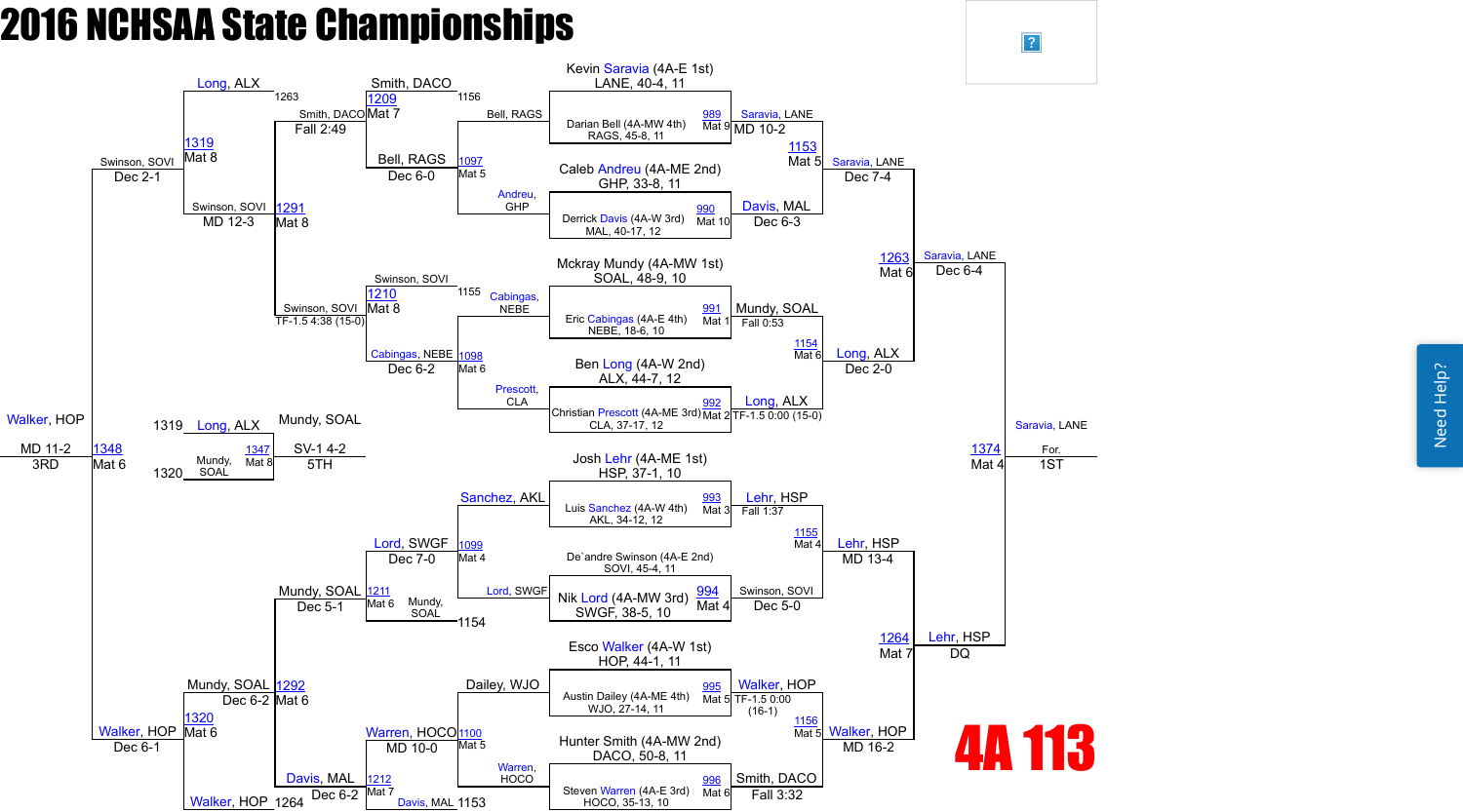# 2016 NCHSAA State Championships

## 4A 113

### Championship Bracket – First Round

| Bout | Mat | Wrestler | Winner | Result |
|---|---|---|---|---|
| 989 | Mat 9 | Kevin Saravia (4A-E 1st) LANE, 40-4, 11 vs. Darian Bell (4A-MW 4th) RAGS, 45-8, 11 | Saravia, LANE | MD 10-2 |
| 990 | Mat 10 | Caleb Andreu (4A-ME 2nd) GHP, 33-8, 11 vs. Derrick Davis (4A-W 3rd) MAL, 40-17, 12 | Davis, MAL | Dec 6-3 |
| 991 | Mat 1 | Mckray Mundy (4A-MW 1st) SOAL, 48-9, 10 vs. Eric Cabingas (4A-E 4th) NEBE, 18-6, 10 | Mundy, SOAL | Fall 0:53 |
| 992 | Mat 2 | Ben Long (4A-W 2nd) ALX, 44-7, 12 vs. Christian Prescott (4A-ME 3rd) CLA, 37-17, 12 | Long, ALX | TF-1.5 0:00 (15-0) |
| 993 | Mat 3 | Josh Lehr (4A-ME 1st) HSP, 37-1, 10 vs. Luis Sanchez (4A-W 4th) AKL, 34-12, 12 | Lehr, HSP | Fall 1:37 |
| 994 | Mat 4 | De`andre Swinson (4A-E 2nd) SOVI, 45-4, 11 vs. Nik Lord (4A-MW 3rd) SWGF, 38-5, 10 | Swinson, SOVI | Dec 5-0 |
| 995 | Mat 5 | Esco Walker (4A-W 1st) HOP, 44-1, 11 vs. Austin Dailey (4A-ME 4th) WJO, 27-14, 11 | Walker, HOP | TF-1.5 0:00 (16-1) |
| 996 | Mat 6 | Hunter Smith (4A-MW 2nd) DACO, 50-8, 11 vs. Steven Warren (4A-E 3rd) HOCO, 35-13, 10 | Smith, DACO | Fall 3:32 |

### Championship Bracket – Quarterfinals

| Bout | Mat | Wrestlers | Winner | Result |
|---|---|---|---|---|
| 1153 | Mat 5 | Saravia, LANE vs. Davis, MAL | Saravia, LANE | Dec 7-4 |
| 1154 | Mat 6 | Mundy, SOAL vs. Long, ALX | Long, ALX | Dec 2-0 |
| 1155 | Mat 4 | Lehr, HSP vs. Swinson, SOVI | Lehr, HSP | MD 13-4 |
| 1156 | Mat 5 | Walker, HOP vs. Smith, DACO | Walker, HOP | MD 16-2 |

### Championship Bracket – Semifinals

| Bout | Mat | Wrestlers | Winner | Result |
|---|---|---|---|---|
| 1263 | Mat 6 | Saravia, LANE vs. Long, ALX | Saravia, LANE | Dec 6-4 |
| 1264 | Mat 7 | Lehr, HSP vs. Walker, HOP | Lehr, HSP | DQ |

### Championship Final

| Bout | Mat | Wrestlers | Winner | Result |
|---|---|---|---|---|
| 1374 | Mat 4 | Saravia, LANE vs. Lehr, HSP | Saravia, LANE | For. 1ST |

### Consolation Bracket – First Round

| Bout | Mat | Wrestlers | Winner | Result |
|---|---|---|---|---|
| 1097 | Mat 5 | Bell, RAGS vs. Andreu, GHP | Bell, RAGS | Dec 6-0 |
| 1098 | Mat 6 | Cabingas, NEBE vs. Prescott, CLA | Cabingas, NEBE | Dec 6-2 |
| 1099 | Mat 4 | Sanchez, AKL vs. Lord, SWGF | Lord, SWGF | Dec 7-0 |
| 1100 | Mat 5 | Dailey, WJO vs. Warren, HOCO | Warren, HOCO | MD 10-0 |

### Consolation Bracket – Second Round

| Bout | Mat | Wrestlers | Winner | Result |
|---|---|---|---|---|
| 1209 | Mat 7 | Smith, DACO (1156) vs. Bell, RAGS | Smith, DACO | Fall 2:49 |
| 1210 | Mat 8 | Swinson, SOVI (1155) vs. Cabingas, NEBE | Swinson, SOVI | TF-1.5 4:38 (15-0) |
| 1211 | Mat 6 | Lord, SWGF vs. Mundy, SOAL (1154) | Mundy, SOAL | Dec 5-1 |
| 1212 | Mat 7 | Warren, HOCO vs. Davis, MAL (1153) | Davis, MAL | Dec 6-2 |

### Consolation Bracket – Quarterfinals

| Bout | Mat | Wrestlers | Winner | Result |
|---|---|---|---|---|
| 1291 | Mat 8 | Smith, DACO vs. Swinson, SOVI | Swinson, SOVI | MD 12-3 |
| 1292 | Mat 6 | Mundy, SOAL vs. Davis, MAL | Mundy, SOAL | Dec 6-2 |

### Consolation Bracket – Semifinals

| Bout | Mat | Wrestlers | Winner | Result |
|---|---|---|---|---|
| 1319 | Mat 8 | Long, ALX (1263) vs. Swinson, SOVI | Swinson, SOVI | Dec 2-1 |
| 1320 | Mat 6 | Mundy, SOAL vs. Walker, HOP (1264) | Walker, HOP | Dec 6-1 |

### 3rd Place

| Bout | Mat | Wrestlers | Winner | Result |
|---|---|---|---|---|
| 1348 | Mat 6 | Swinson, SOVI vs. Walker, HOP | Walker, HOP | MD 11-2 3RD |

### 5th Place

| Bout | Mat | Wrestlers | Winner | Result |
|---|---|---|---|---|
| 1347 | Mat 8 | Long, ALX (1319) vs. Mundy, SOAL (1320) | Mundy, SOAL | SV-1 4-2 5TH |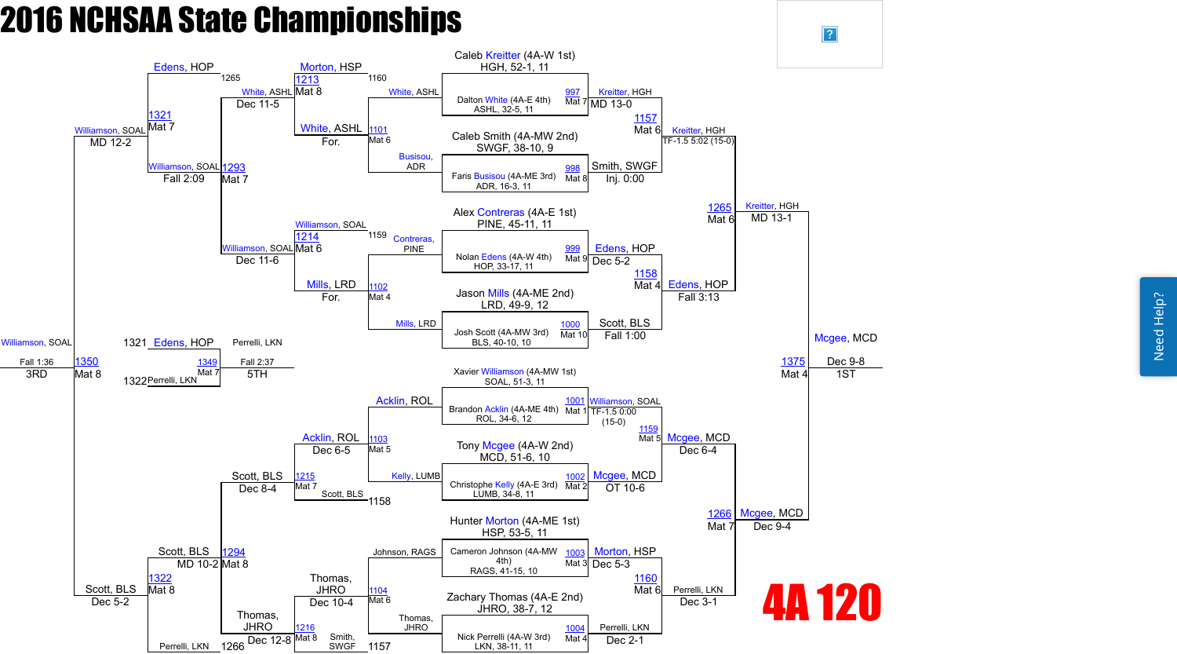# 2016 NCHSAA State Championships

## 4A 120

### Championship Bracket

**Top half**

| Seed / Wrestler | Bout | Result |
| --- | --- | --- |
| Caleb Kreitter (4A-W 1st) HGH, 52-1, 11 vs Dalton White (4A-E 4th) ASHL, 32-5, 11 | 997, Mat 7 | Kreitter, HGH — MD 13-0 |
| Caleb Smith (4A-MW 2nd) SWGF, 38-10, 9 vs Faris Busisou (4A-ME 3rd) ADR, 16-3, 11 | 998, Mat 8 | Smith, SWGF — Inj. 0:00 |
| Alex Contreras (4A-E 1st) PINE, 45-11, 11 vs Nolan Edens (4A-W 4th) HOP, 33-17, 11 | 999, Mat 9 | Edens, HOP — Dec 5-2 |
| Jason Mills (4A-ME 2nd) LRD, 49-9, 12 vs Josh Scott (4A-MW 3rd) BLS, 40-10, 10 | 1000, Mat 10 | Scott, BLS — Fall 1:00 |
| Kreitter, HGH vs Smith, SWGF | 1157, Mat 6 | Kreitter, HGH — TF-1.5 5:02 (15-0) |
| Edens, HOP vs Scott, BLS | 1158, Mat 4 | Edens, HOP — Fall 3:13 |
| Kreitter, HGH vs Edens, HOP | 1265, Mat 6 | Kreitter, HGH — MD 13-1 |

**Bottom half**

| Seed / Wrestler | Bout | Result |
| --- | --- | --- |
| Xavier Williamson (4A-MW 1st) SOAL, 51-3, 11 vs Brandon Acklin (4A-ME 4th) ROL, 34-6, 12 | 1001, Mat 1 | Williamson, SOAL — TF-1.5 0:00 (15-0) |
| Tony Mcgee (4A-W 2nd) MCD, 51-6, 10 vs Christophe Kelly (4A-E 3rd) LUMB, 34-8, 11 | 1002, Mat 2 | Mcgee, MCD — OT 10-6 |
| Hunter Morton (4A-ME 1st) HSP, 53-5, 11 vs Cameron Johnson (4A-MW 4th) RAGS, 41-15, 10 | 1003, Mat 3 | Morton, HSP — Dec 5-3 |
| Zachary Thomas (4A-E 2nd) JHRO, 38-7, 12 vs Nick Perrelli (4A-W 3rd) LKN, 38-11, 11 | 1004, Mat 4 | Perrelli, LKN — Dec 2-1 |
| Williamson, SOAL vs Mcgee, MCD | 1159, Mat 5 | Mcgee, MCD — Dec 6-4 |
| Morton, HSP vs Perrelli, LKN | 1160, Mat 6 | Perrelli, LKN — Dec 3-1 |
| Mcgee, MCD vs Perrelli, LKN | 1266, Mat 7 | Mcgee, MCD — Dec 9-4 |

**Final (1ST)**

| Bout | Result |
| --- | --- |
| 1375, Mat 4 | Mcgee, MCD — Dec 9-8 |

### Consolation Bracket

| Wrestlers | Bout | Result |
| --- | --- | --- |
| White, ASHL vs Busisou, ADR | 1101, Mat 6 | White, ASHL — For. |
| Contreras, PINE vs Mills, LRD | 1102, Mat 4 | Mills, LRD — For. |
| Acklin, ROL vs Kelly, LUMB | 1103, Mat 5 | Acklin, ROL — Dec 6-5 |
| Johnson, RAGS vs Thomas, JHRO | 1104, Mat 6 | Thomas, JHRO — Dec 10-4 |
| Morton, HSP (1160) vs White, ASHL | 1213, Mat 8 | White, ASHL — Dec 11-5 |
| Williamson, SOAL (1159) vs Mills, LRD | 1214, Mat 6 | Williamson, SOAL — Dec 11-6 |
| Acklin, ROL vs Scott, BLS (1158) | 1215, Mat 7 | Scott, BLS — Dec 8-4 |
| Thomas, JHRO vs Smith, SWGF (1157) | 1216, Mat 8 | Thomas, JHRO — Dec 12-8 |
| Edens, HOP (1265) vs White, ASHL | 1321, Mat 7 | Williamson, SOAL — MD 12-2 |
| Williamson, SOAL vs White, ASHL | 1293, Mat 7 | Williamson, SOAL — Fall 2:09 |
| Scott, BLS vs Thomas, JHRO | 1294, Mat 8 | Scott, BLS — MD 10-2 |
| Scott, BLS vs Perrelli, LKN (1266) | 1322, Mat 8 | Scott, BLS — Dec 5-2 |
| Williamson, SOAL vs Scott, BLS (3RD) | 1350, Mat 8 | Williamson, SOAL — Fall 1:36 |
| Edens, HOP (1321) vs Perrelli, LKN (1322) (5TH) | 1349, Mat 7 | Perrelli, LKN — Fall 2:37 |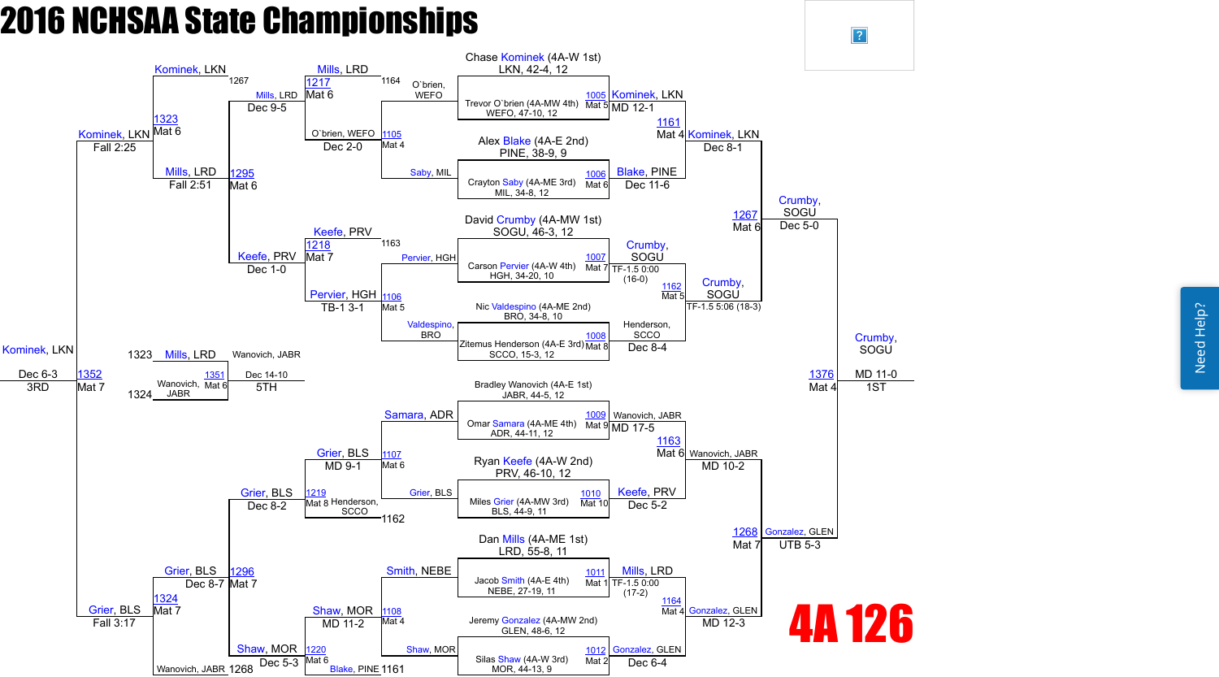# 2016 NCHSAA State Championships

## 4A 126

### Championship Bracket

**First Round**

| Bout | Mat | Wrestler 1 | Wrestler 2 | Winner | Result |
|---|---|---|---|---|---|
| 1005 | Mat 5 | Chase Kominek (4A-W 1st) LKN, 42-4, 12 | Trevor O`brien (4A-MW 4th) WEFO, 47-10, 12 | Kominek, LKN | MD 12-1 |
| 1006 | Mat 6 | Alex Blake (4A-E 2nd) PINE, 38-9, 9 | Crayton Saby (4A-ME 3rd) MIL, 34-8, 12 | Blake, PINE | Dec 11-6 |
| 1007 | Mat 7 | David Crumby (4A-MW 1st) SOGU, 46-3, 12 | Carson Pervier (4A-W 4th) HGH, 34-20, 10 | Crumby, SOGU | TF-1.5 0:00 (16-0) |
| 1008 | Mat 8 | Nic Valdespino (4A-ME 2nd) BRO, 34-8, 10 | Zitemus Henderson (4A-E 3rd) SCCO, 15-3, 12 | Henderson, SCCO | Dec 8-4 |
| 1009 | Mat 9 | Bradley Wanovich (4A-E 1st) JABR, 44-5, 12 | Omar Samara (4A-ME 4th) ADR, 44-11, 12 | Wanovich, JABR | MD 17-5 |
| 1010 | Mat 10 | Ryan Keefe (4A-W 2nd) PRV, 46-10, 12 | Miles Grier (4A-MW 3rd) BLS, 44-9, 11 | Keefe, PRV | Dec 5-2 |
| 1011 | Mat 1 | Dan Mills (4A-ME 1st) LRD, 55-8, 11 | Jacob Smith (4A-E 4th) NEBE, 27-19, 11 | Mills, LRD | TF-1.5 0:00 (17-2) |
| 1012 | Mat 2 | Jeremy Gonzalez (4A-MW 2nd) GLEN, 48-6, 12 | Silas Shaw (4A-W 3rd) MOR, 44-13, 9 | Gonzalez, GLEN | Dec 6-4 |

**Quarterfinals**

| Bout | Mat | Winner | Result |
|---|---|---|---|
| 1161 | Mat 4 | Kominek, LKN | Dec 8-1 |
| 1162 | Mat 5 | Crumby, SOGU | TF-1.5 5:06 (18-3) |
| 1163 | Mat 6 | Wanovich, JABR | MD 10-2 |
| 1164 | Mat 4 | Gonzalez, GLEN | MD 12-3 |

**Semifinals**

| Bout | Mat | Winner | Result |
|---|---|---|---|
| 1267 | Mat 6 | Crumby, SOGU | Dec 5-0 |
| 1268 | Mat 7 | Gonzalez, GLEN | UTB 5-3 |

**Final (1st)**

| Bout | Mat | Winner | Result |
|---|---|---|---|
| 1376 | Mat 4 | Crumby, SOGU | MD 11-0 |

### Consolation Bracket

| Bout | Mat | Wrestlers | Winner | Result |
|---|---|---|---|---|
| 1105 | Mat 4 | O`brien, WEFO vs Saby, MIL | O`brien, WEFO | Dec 2-0 |
| 1106 | Mat 5 | Pervier, HGH vs Valdespino, BRO | Pervier, HGH | TB-1 3-1 |
| 1107 | Mat 6 | Samara, ADR vs Grier, BLS | Grier, BLS | MD 9-1 |
| 1108 | Mat 4 | Smith, NEBE vs Shaw, MOR | Shaw, MOR | MD 11-2 |
| 1217 | Mat 6 | Mills, LRD vs O`brien, WEFO (1164) | Mills, LRD | Dec 9-5 |
| 1218 | Mat 7 | Keefe, PRV vs Pervier, HGH (1163) | Keefe, PRV | Dec 1-0 |
| 1219 | Mat 8 | Henderson, SCCO (1162) vs Grier, BLS | Grier, BLS | Dec 8-2 |
| 1220 | Mat 6 | Blake, PINE (1161) vs Shaw, MOR | Shaw, MOR | Dec 5-3 |
| 1295 | Mat 6 | Mills, LRD vs Keefe, PRV | Mills, LRD | Fall 2:51 |
| 1296 | Mat 7 | Grier, BLS vs Shaw, MOR | Grier, BLS | Dec 8-7 |
| 1323 | Mat 6 | Kominek, LKN (1267) vs Mills, LRD | Kominek, LKN | Fall 2:25 |
| 1324 | Mat 7 | Wanovich, JABR (1268) vs Grier, BLS | Grier, BLS | Fall 3:17 |

**3rd Place**

| Bout | Mat | Wrestlers | Winner | Result |
|---|---|---|---|---|
| 1352 | Mat 7 | Kominek, LKN vs Grier, BLS | Kominek, LKN | Dec 6-3 |

**5th Place**

| Bout | Mat | Wrestlers | Winner | Result |
|---|---|---|---|---|
| 1351 | Mat 6 | Mills, LRD (1323) vs Wanovich, JABR (1324) | Wanovich, JABR | Dec 14-10 |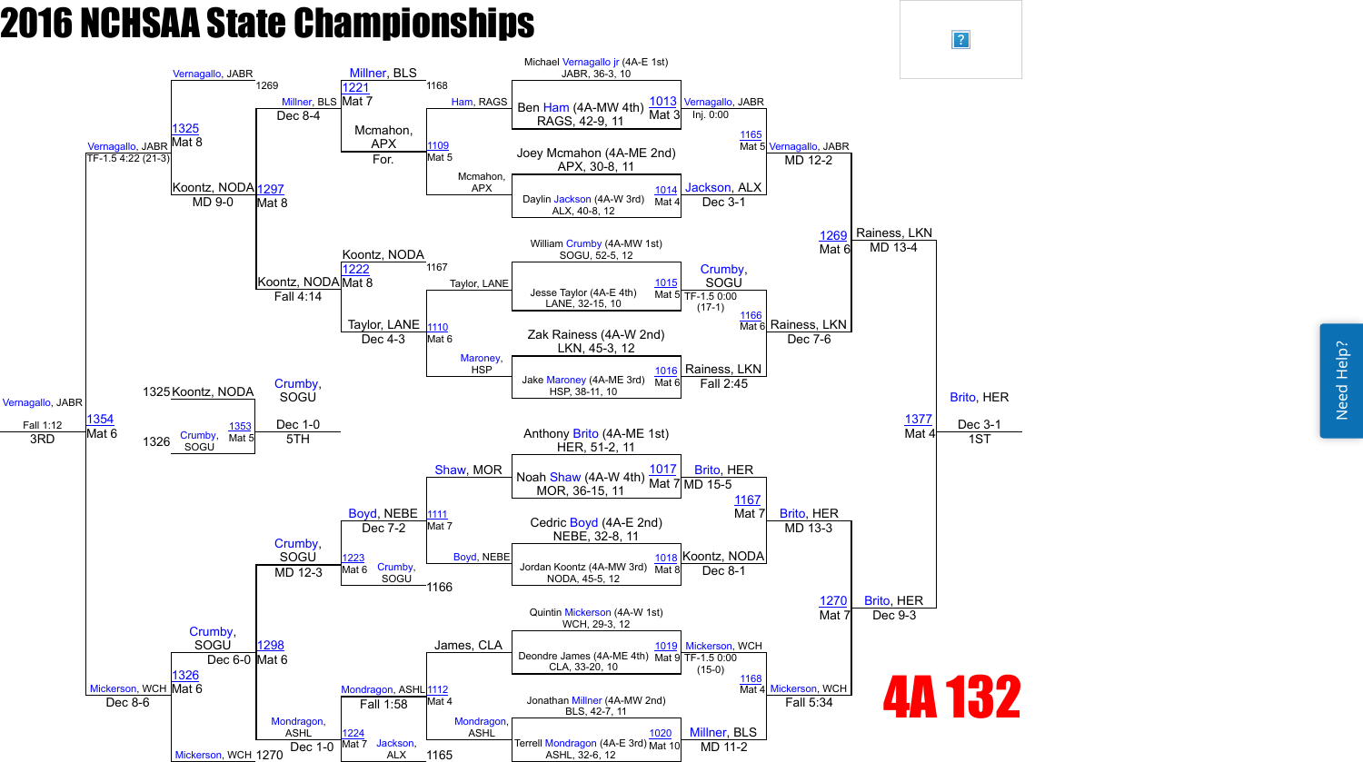# 2016 NCHSAA State Championships

## 4A 132

### Championship Bracket

**Quarterfinals**

| Bout | Mat | Wrestler | Wrestler | Winner | Result |
|---|---|---|---|---|---|
| 1013 | Mat 3 | Michael Vernagallo jr (4A-E 1st) JABR, 36-3, 10 | Ben Ham (4A-MW 4th) RAGS, 42-9, 11 | Vernagallo, JABR | Inj. 0:00 |
| 1014 | Mat 4 | Joey Mcmahon (4A-ME 2nd) APX, 30-8, 11 | Daylin Jackson (4A-W 3rd) ALX, 40-8, 12 | Jackson, ALX | Dec 3-1 |
| 1015 | Mat 5 | William Crumby (4A-MW 1st) SOGU, 52-5, 12 | Jesse Taylor (4A-E 4th) LANE, 32-15, 10 | Crumby, SOGU | TF-1.5 0:00 (17-1) |
| 1016 | Mat 6 | Zak Rainess (4A-W 2nd) LKN, 45-3, 12 | Jake Maroney (4A-ME 3rd) HSP, 38-11, 10 | Rainess, LKN | Fall 2:45 |
| 1017 | Mat 7 | Anthony Brito (4A-ME 1st) HER, 51-2, 11 | Noah Shaw (4A-W 4th) MOR, 36-15, 11 | Brito, HER | MD 15-5 |
| 1018 | Mat 8 | Cedric Boyd (4A-E 2nd) NEBE, 32-8, 11 | Jordan Koontz (4A-MW 3rd) NODA, 45-5, 12 | Koontz, NODA | Dec 8-1 |
| 1019 | Mat 9 | Quintin Mickerson (4A-W 1st) WCH, 29-3, 12 | Deondre James (4A-ME 4th) CLA, 33-20, 10 | Mickerson, WCH | TF-1.5 0:00 (15-0) |
| 1020 | Mat 10 | Jonathan Millner (4A-MW 2nd) BLS, 42-7, 11 | Terrell Mondragon (4A-E 3rd) ASHL, 32-6, 12 | Millner, BLS | MD 11-2 |

**Semifinals**

| Bout | Mat | Winner | Result |
|---|---|---|---|
| 1165 | Mat 5 | Vernagallo, JABR | MD 12-2 |
| 1166 | Mat 6 | Rainess, LKN | Dec 7-6 |
| 1167 | Mat 7 | Brito, HER | MD 13-3 |
| 1168 | Mat 4 | Mickerson, WCH | Fall 5:34 |

**Finals**

| Bout | Mat | Winner | Result |
|---|---|---|---|
| 1269 | Mat 6 | Rainess, LKN | MD 13-4 |
| 1270 | Mat 7 | Brito, HER | Dec 9-3 |
| 1377 | Mat 4 | Brito, HER | Dec 3-1 (1ST) |

### Consolation Bracket

| Bout | Mat | Wrestlers | Winner | Result |
|---|---|---|---|---|
| 1109 | Mat 5 | Ham, RAGS vs Mcmahon, APX | Mcmahon, APX | For. |
| 1110 | Mat 6 | Taylor, LANE vs Maroney, HSP | Taylor, LANE | Dec 4-3 |
| 1111 | Mat 7 | Shaw, MOR vs Boyd, NEBE | Boyd, NEBE | Dec 7-2 |
| 1112 | Mat 4 | James, CLA vs Mondragon, ASHL | Mondragon, ASHL | Fall 1:58 |
| 1221 | Mat 7 | Millner, BLS vs Mcmahon, APX (1168) | Millner, BLS | Dec 8-4 |
| 1222 | Mat 8 | Koontz, NODA (1167) vs Taylor, LANE | Koontz, NODA | Fall 4:14 |
| 1223 | Mat 6 | Crumby, SOGU (1166) vs Boyd, NEBE | Crumby, SOGU | MD 12-3 |
| 1224 | Mat 7 | Jackson, ALX (1165) vs Mondragon, ASHL | Mondragon, ASHL | Dec 1-0 |
| 1297 | Mat 8 | Millner, BLS vs Koontz, NODA | Koontz, NODA | MD 9-0 |
| 1298 | Mat 6 | Crumby, SOGU vs Mondragon, ASHL | Crumby, SOGU | Dec 6-0 |
| 1325 | Mat 8 | Vernagallo, JABR (1269) vs Koontz, NODA | Vernagallo, JABR | TF-1.5 4:22 (21-3) |
| 1326 | Mat 6 | Crumby, SOGU vs Mickerson, WCH (1270) | Mickerson, WCH | Dec 8-6 |
| 1353 | Mat 5 | Koontz, NODA (1325) vs Crumby, SOGU (1326) | Crumby, SOGU | Dec 1-0 (5TH) |
| 1354 | Mat 6 | Vernagallo, JABR vs Mickerson, WCH | Vernagallo, JABR | Fall 1:12 (3RD) |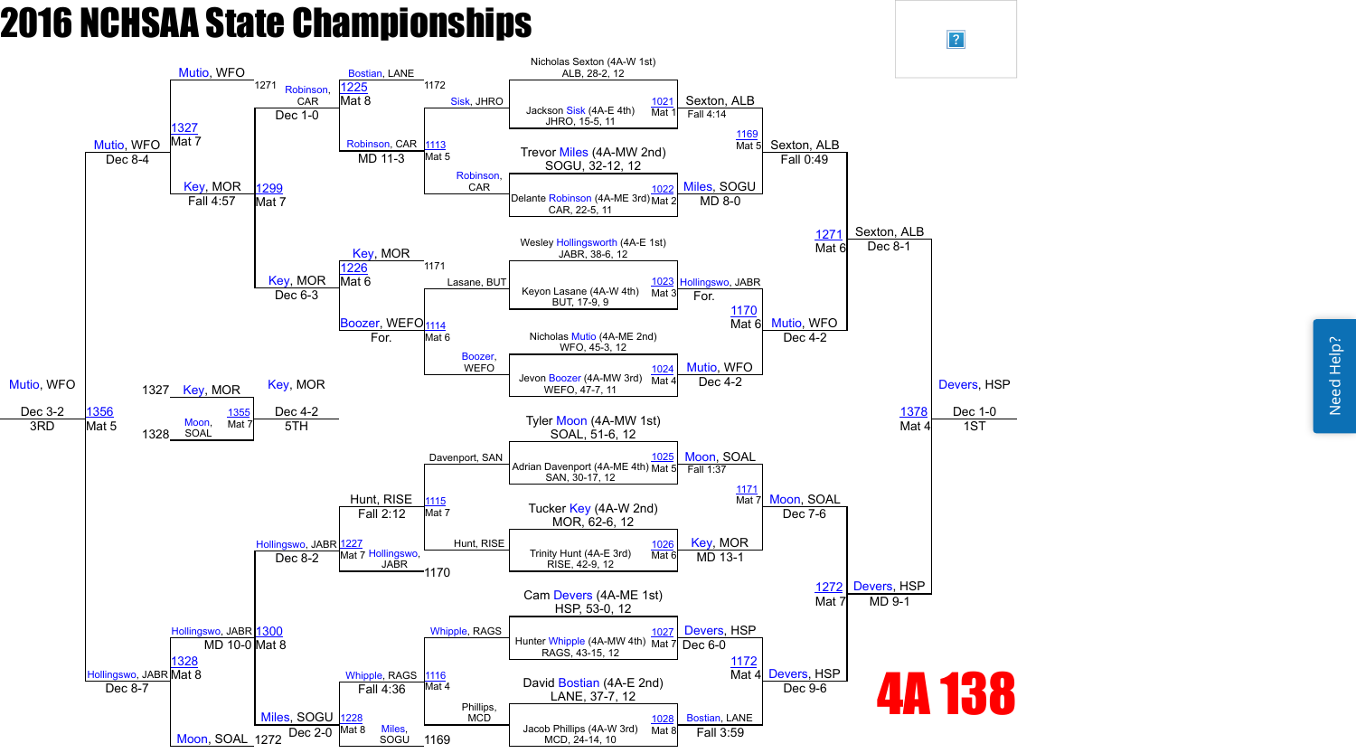# 2016 NCHSAA State Championships

## 4A 138

### Championship Bracket

**First Round**

| Bout | Mat | Wrestler 1 | Wrestler 2 | Winner | Result |
|---|---|---|---|---|---|
| 1021 | Mat 1 | Nicholas Sexton (4A-W 1st) ALB, 28-2, 12 | Jackson Sisk (4A-E 4th) JHRO, 15-5, 11 | Sexton, ALB | Fall 4:14 |
| 1022 | Mat 2 | Trevor Miles (4A-MW 2nd) SOGU, 32-12, 12 | Delante Robinson (4A-ME 3rd) CAR, 22-5, 11 | Miles, SOGU | MD 8-0 |
| 1023 | Mat 3 | Wesley Hollingsworth (4A-E 1st) JABR, 38-6, 12 | Keyon Lasane (4A-W 4th) BUT, 17-9, 9 | Hollingswo, JABR | For. |
| 1024 | Mat 4 | Nicholas Mutio (4A-ME 2nd) WFO, 45-3, 12 | Jevon Boozer (4A-MW 3rd) WEFO, 47-7, 11 | Mutio, WFO | Dec 4-2 |
| 1025 | Mat 5 | Tyler Moon (4A-MW 1st) SOAL, 51-6, 12 | Adrian Davenport (4A-ME 4th) SAN, 30-17, 12 | Moon, SOAL | Fall 1:37 |
| 1026 | Mat 6 | Tucker Key (4A-W 2nd) MOR, 62-6, 12 | Trinity Hunt (4A-E 3rd) RISE, 42-9, 12 | Key, MOR | MD 13-1 |
| 1027 | Mat 7 | Cam Devers (4A-ME 1st) HSP, 53-0, 12 | Hunter Whipple (4A-MW 4th) RAGS, 43-15, 12 | Devers, HSP | Dec 6-0 |
| 1028 | Mat 8 | David Bostian (4A-E 2nd) LANE, 37-7, 12 | Jacob Phillips (4A-W 3rd) MCD, 24-14, 10 | Bostian, LANE | Fall 3:59 |

**Quarterfinals**

| Bout | Mat | Winner | Result |
|---|---|---|---|
| 1169 | Mat 5 | Sexton, ALB | Fall 0:49 |
| 1170 | Mat 6 | Mutio, WFO | Dec 4-2 |
| 1171 | Mat 7 | Moon, SOAL | Dec 7-6 |
| 1172 | Mat 4 | Devers, HSP | Dec 9-6 |

**Semifinals**

| Bout | Mat | Winner | Result |
|---|---|---|---|
| 1271 | Mat 6 | Sexton, ALB | Dec 8-1 |
| 1272 | Mat 7 | Devers, HSP | MD 9-1 |

**Final**

| Bout | Mat | Winner | Result |
|---|---|---|---|
| 1378 | Mat 4 | Devers, HSP | Dec 1-0 — 1ST |

### Consolation Bracket

| Bout | Mat | Wrestler 1 | Wrestler 2 | Winner | Result |
|---|---|---|---|---|---|
| 1113 | Mat 5 | Sisk, JHRO | Robinson, CAR | Robinson, CAR | MD 11-3 |
| 1114 | Mat 6 | Lasane, BUT | Boozer, WEFO | Boozer, WEFO | For. |
| 1115 | Mat 7 | Davenport, SAN | Hunt, RISE | Hunt, RISE | Fall 2:12 |
| 1116 | Mat 4 | Whipple, RAGS | Phillips, MCD | Whipple, RAGS | Fall 4:36 |
| 1225 | Mat 8 | Bostian, LANE (1172) | Robinson, CAR | Robinson, CAR | Dec 1-0 |
| 1226 | Mat 6 | Key, MOR (1171) | Boozer, WEFO | Key, MOR | Dec 6-3 |
| 1227 | Mat 7 | Hunt, RISE | Hollingswo, JABR (1170) | Hollingswo, JABR | Dec 8-2 |
| 1228 | Mat 8 | Whipple, RAGS | Miles, SOGU (1169) | Miles, SOGU | Dec 2-0 |
| 1299 | Mat 7 | Robinson, CAR (1271) | Key, MOR | Key, MOR | Fall 4:57 |
| 1300 | Mat 8 | Hollingswo, JABR | Miles, SOGU (1272) | Hollingswo, JABR | MD 10-0 |
| 1327 | Mat 7 | Mutio, WFO | Key, MOR | Mutio, WFO | Dec 8-4 |
| 1328 | Mat 8 | Hollingswo, JABR | Moon, SOAL | Hollingswo, JABR | Dec 8-7 |
| 1355 | Mat 7 | Key, MOR (1327) | Moon, SOAL (1328) | Key, MOR | Dec 4-2 — 5TH |
| 1356 | Mat 5 | Mutio, WFO | Hollingswo, JABR | Mutio, WFO | Dec 3-2 — 3RD |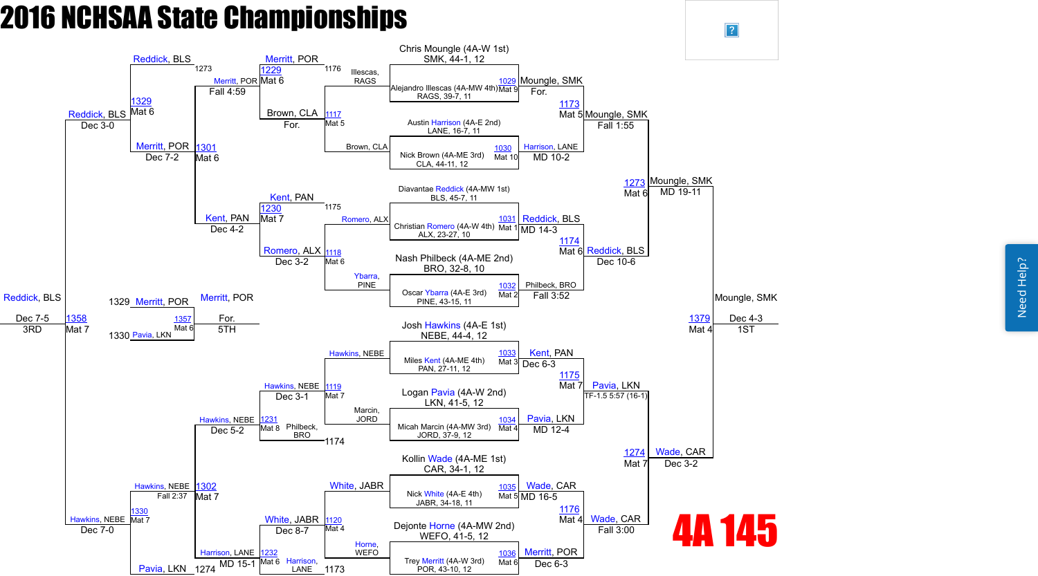# 2016 NCHSAA State Championships

## 4A 145

### Championship Bracket

**First Round**

| Bout | Mat | Wrestler 1 | Wrestler 2 | Winner | Result |
|---|---|---|---|---|---|
| 1029 | Mat 9 | Chris Moungle (4A-W 1st) SMK, 44-1, 12 | Alejandro Illescas (4A-MW 4th) RAGS, 39-7, 11 | Moungle, SMK | For. |
| 1030 | Mat 10 | Austin Harrison (4A-E 2nd) LANE, 16-7, 11 | Nick Brown (4A-ME 3rd) CLA, 44-11, 12 | Harrison, LANE | MD 10-2 |
| 1031 | Mat 1 | Diavantae Reddick (4A-MW 1st) BLS, 45-7, 11 | Christian Romero (4A-W 4th) ALX, 23-27, 10 | Reddick, BLS | MD 14-3 |
| 1032 | Mat 2 | Nash Philbeck (4A-ME 2nd) BRO, 32-8, 10 | Oscar Ybarra (4A-E 3rd) PINE, 43-15, 11 | Philbeck, BRO | Fall 3:52 |
| 1033 | Mat 3 | Josh Hawkins (4A-E 1st) NEBE, 44-4, 12 | Miles Kent (4A-ME 4th) PAN, 27-11, 12 | Kent, PAN | Dec 6-3 |
| 1034 | Mat 4 | Logan Pavia (4A-W 2nd) LKN, 41-5, 12 | Micah Marcin (4A-MW 3rd) JORD, 37-9, 12 | Pavia, LKN | MD 12-4 |
| 1035 | Mat 5 | Kollin Wade (4A-ME 1st) CAR, 34-1, 12 | Nick White (4A-E 4th) JABR, 34-18, 11 | Wade, CAR | MD 16-5 |
| 1036 | Mat 6 | Dejonte Horne (4A-MW 2nd) WEFO, 41-5, 12 | Trey Merritt (4A-W 3rd) POR, 43-10, 12 | Merritt, POR | Dec 6-3 |

**Quarterfinals**

| Bout | Mat | Winner | Result |
|---|---|---|---|
| 1173 | Mat 5 | Moungle, SMK | Fall 1:55 |
| 1174 | Mat 6 | Reddick, BLS | Dec 10-6 |
| 1175 | Mat 7 | Pavia, LKN | TF-1.5 5:57 (16-1) |
| 1176 | Mat 4 | Wade, CAR | Fall 3:00 |

**Semifinals**

| Bout | Mat | Winner | Result |
|---|---|---|---|
| 1273 | Mat 6 | Moungle, SMK | MD 19-11 |
| 1274 | Mat 7 | Wade, CAR | Dec 3-2 |

**Final**

| Bout | Mat | Winner | Result | Place |
|---|---|---|---|---|
| 1379 | Mat 4 | Moungle, SMK | Dec 4-3 | 1ST |

### Consolation Bracket

| Bout | Mat | Wrestlers | Winner | Result |
|---|---|---|---|---|
| 1117 | Mat 5 | Illescas, RAGS vs. Brown, CLA | Brown, CLA | For. |
| 1118 | Mat 6 | Romero, ALX vs. Ybarra, PINE | Romero, ALX | Dec 3-2 |
| 1119 | Mat 7 | Hawkins, NEBE vs. Marcin, JORD | Hawkins, NEBE | Dec 3-1 |
| 1120 | Mat 4 | White, JABR vs. Horne, WEFO | White, JABR | Dec 8-7 |
| 1229 | Mat 6 | 1176 (Merritt, POR) vs. Brown, CLA | Merritt, POR | Fall 4:59 |
| 1230 | Mat 7 | 1175 (Kent, PAN) vs. Romero, ALX | Kent, PAN | Dec 4-2 |
| 1231 | Mat 8 | Hawkins, NEBE vs. Philbeck, BRO (1174) | Hawkins, NEBE | Dec 5-2 |
| 1232 | Mat 6 | White, JABR vs. Harrison, LANE (1173) | Harrison, LANE | MD 15-1 |
| 1301 | Mat 6 | Merritt, POR vs. Kent, PAN | Merritt, POR | Dec 7-2 |
| 1302 | Mat 7 | Hawkins, NEBE vs. Harrison, LANE | Hawkins, NEBE | Fall 2:37 |
| 1329 | Mat 6 | 1273 (Reddick, BLS) vs. Merritt, POR | Reddick, BLS | Dec 3-0 |
| 1330 | Mat 7 | Hawkins, NEBE vs. 1274 (Pavia, LKN) | Hawkins, NEBE | Dec 7-0 |
| 1357 | Mat 6 | 1329 Merritt, POR vs. 1330 Pavia, LKN | Merritt, POR | For. (5TH) |
| 1358 | Mat 7 | Reddick, BLS vs. Hawkins, NEBE | Reddick, BLS | Dec 7-5 (3RD) |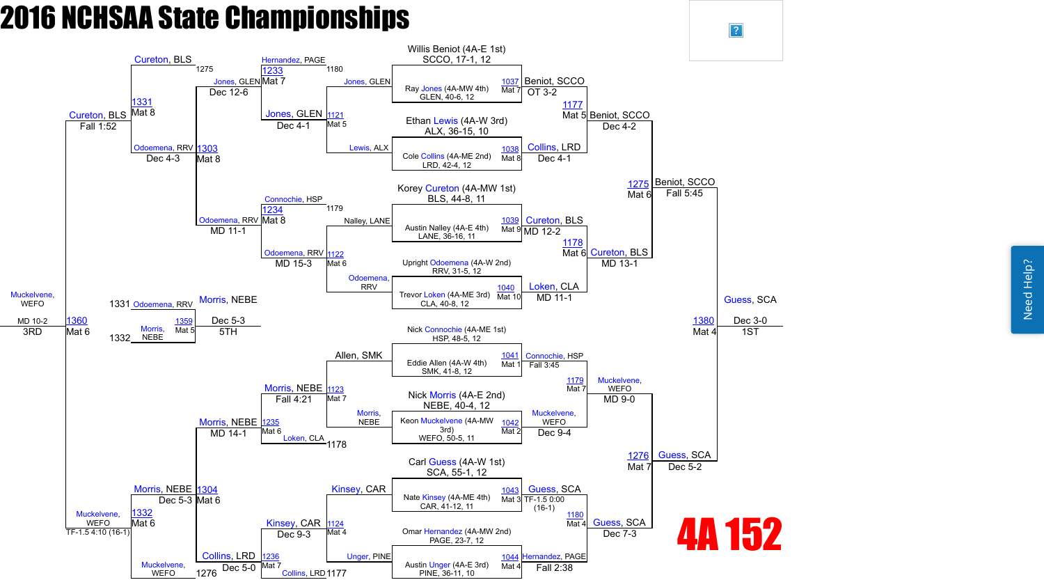# 2016 NCHSAA State Championships

## 4A 152

### Championship Bracket — First Round

| Bout | Mat | Wrestler | Wrestler | Winner | Result |
|---|---|---|---|---|---|
| 1037 | Mat 7 | Willis Beniot (4A-E 1st) SCCO, 17-1, 12 | Ray Jones (4A-MW 4th) GLEN, 40-6, 12 | Beniot, SCCO | OT 3-2 |
| 1038 | Mat 8 | Ethan Lewis (4A-W 3rd) ALX, 36-15, 10 | Cole Collins (4A-ME 2nd) LRD, 42-4, 12 | Collins, LRD | Dec 4-1 |
| 1039 | Mat 9 | Korey Cureton (4A-MW 1st) BLS, 44-8, 11 | Austin Nalley (4A-E 4th) LANE, 36-16, 11 | Cureton, BLS | MD 12-2 |
| 1040 | Mat 10 | Upright Odoemena (4A-W 2nd) RRV, 31-5, 12 | Trevor Loken (4A-ME 3rd) CLA, 40-8, 12 | Loken, CLA | MD 11-1 |
| 1041 | Mat 1 | Nick Connochie (4A-ME 1st) HSP, 48-5, 12 | Eddie Allen (4A-W 4th) SMK, 41-8, 12 | Connochie, HSP | Fall 3:45 |
| 1042 | Mat 2 | Nick Morris (4A-E 2nd) NEBE, 40-4, 12 | Keon Muckelvene (4A-MW 3rd) WEFO, 50-5, 11 | Muckelvene, WEFO | Dec 9-4 |
| 1043 | Mat 3 | Carl Guess (4A-W 1st) SCA, 55-1, 12 | Nate Kinsey (4A-ME 4th) CAR, 41-12, 11 | Guess, SCA | TF-1.5 0:00 (16-1) |
| 1044 | Mat 4 | Omar Hernandez (4A-MW 2nd) PAGE, 23-7, 12 | Austin Unger (4A-E 3rd) PINE, 36-11, 10 | Hernandez, PAGE | Fall 2:38 |

### Championship Quarterfinals

| Bout | Mat | Winner | Result |
|---|---|---|---|
| 1177 | Mat 5 | Beniot, SCCO | Dec 4-2 |
| 1178 | Mat 6 | Cureton, BLS | MD 13-1 |
| 1179 | Mat 7 | Muckelvene, WEFO | MD 9-0 |
| 1180 | Mat 4 | Guess, SCA | Dec 7-3 |

### Championship Semifinals

| Bout | Mat | Winner | Result |
|---|---|---|---|
| 1275 | Mat 6 | Beniot, SCCO | Fall 5:45 |
| 1276 | Mat 7 | Guess, SCA | Dec 5-2 |

### 1st Place

| Bout | Mat | Winner | Result |
|---|---|---|---|
| 1380 | Mat 4 | Guess, SCA | Dec 3-0 — 1ST |

### Consolation Bracket

| Bout | Mat | Wrestlers | Winner | Result |
|---|---|---|---|---|
| 1121 | Mat 5 | Jones, GLEN vs Lewis, ALX | Jones, GLEN | Dec 4-1 |
| 1122 | Mat 6 | Nalley, LANE vs Odoemena, RRV | Odoemena, RRV | MD 15-3 |
| 1123 | Mat 7 | Allen, SMK vs Morris, NEBE | Morris, NEBE | Fall 4:21 |
| 1124 | Mat 4 | Kinsey, CAR vs Unger, PINE | Kinsey, CAR | Dec 9-3 |
| 1233 | Mat 7 | Hernandez, PAGE (1180) vs Jones, GLEN | Jones, GLEN | Dec 12-6 |
| 1234 | Mat 8 | Connochie, HSP (1179) vs Odoemena, RRV | Odoemena, RRV | MD 11-1 |
| 1235 | Mat 6 | Morris, NEBE vs Loken, CLA (1178) | Morris, NEBE | MD 14-1 |
| 1236 | Mat 7 | Kinsey, CAR vs Collins, LRD (1177) | Collins, LRD | Dec 5-0 |
| 1303 | Mat 8 | Cureton, BLS (1275) vs Odoemena, RRV | Odoemena, RRV | Dec 4-3 |
| 1304 | Mat 6 | Morris, NEBE vs Collins, LRD | Morris, NEBE | Dec 5-3 |
| 1331 | Mat 8 | Cureton, BLS vs Odoemena, RRV | Cureton, BLS | Fall 1:52 |
| 1332 | Mat 6 | Morris, NEBE vs Muckelvene, WEFO (1276) | Muckelvene, WEFO | TF-1.5 4:10 (16-1) |

### 3rd Place

| Bout | Mat | Wrestlers | Winner | Result |
|---|---|---|---|---|
| 1360 | Mat 6 | Cureton, BLS vs Muckelvene, WEFO | Muckelvene, WEFO | MD 10-2 — 3RD |

### 5th Place

| Bout | Mat | Wrestlers | Winner | Result |
|---|---|---|---|---|
| 1359 | Mat 5 | Odoemena, RRV (1331) vs Morris, NEBE (1332) | Morris, NEBE | Dec 5-3 — 5TH |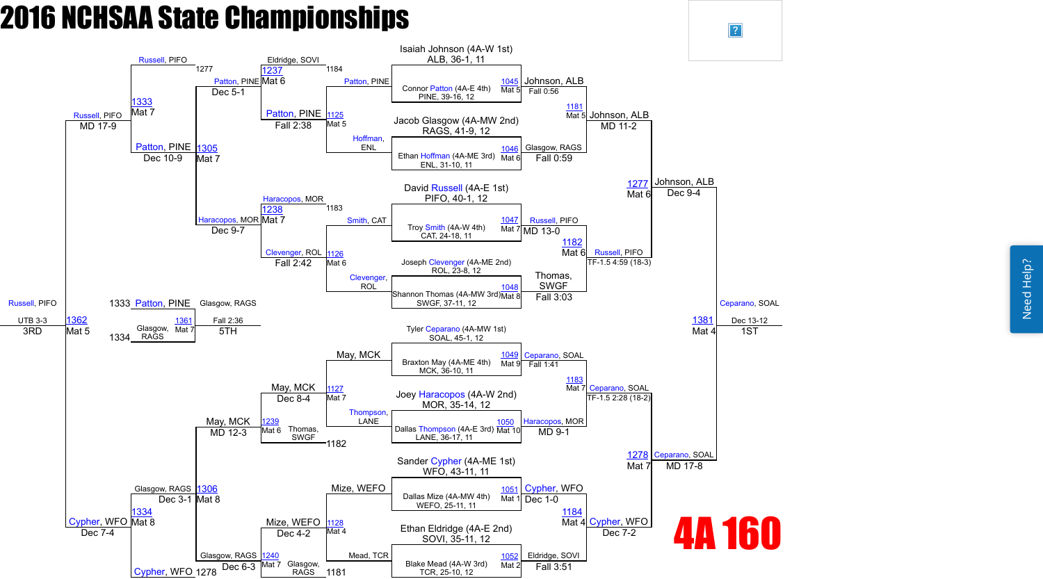# 2016 NCHSAA State Championships

## 4A 160

### Championship Bracket

**Top Half**

- Isaiah Johnson (4A-W 1st), ALB, 36-1, 11 vs. Connor Patton (4A-E 4th), PINE, 39-16, 12 — Bout 1045, Mat 5 — Johnson, ALB, Fall 0:56
- Jacob Glasgow (4A-MW 2nd), RAGS, 41-9, 12 vs. Ethan Hoffman (4A-ME 3rd), ENL, 31-10, 11 — Bout 1046, Mat 6 — Glasgow, RAGS, Fall 0:59
- Bout 1181, Mat 5 — Johnson, ALB, MD 11-2
- David Russell (4A-E 1st), PIFO, 40-1, 12 vs. Troy Smith (4A-W 4th), CAT, 24-18, 11 — Bout 1047, Mat 7 — Russell, PIFO, MD 13-0
- Joseph Clevenger (4A-ME 2nd), ROL, 23-8, 12 vs. Shannon Thomas (4A-MW 3rd), SWGF, 37-11, 12 — Bout 1048, Mat 8 — Thomas, SWGF, Fall 3:03
- Bout 1182, Mat 6 — Russell, PIFO, TF-1.5 4:59 (18-3)
- Bout 1277, Mat 6 — Johnson, ALB, Dec 9-4

**Bottom Half**

- Tyler Ceparano (4A-MW 1st), SOAL, 45-1, 12 vs. Braxton May (4A-ME 4th), MCK, 36-10, 11 — Bout 1049, Mat 9 — Ceparano, SOAL, Fall 1:41
- Joey Haracopos (4A-W 2nd), MOR, 35-14, 12 vs. Dallas Thompson (4A-E 3rd), LANE, 36-17, 11 — Bout 1050, Mat 10 — Haracopos, MOR, MD 9-1
- Bout 1183, Mat 7 — Ceparano, SOAL, TF-1.5 2:28 (18-2)
- Sander Cypher (4A-ME 1st), WFO, 43-11, 11 vs. Dallas Mize (4A-MW 4th), WEFO, 25-11, 11 — Bout 1051, Mat 1 — Cypher, WFO, Dec 1-0
- Ethan Eldridge (4A-E 2nd), SOVI, 35-11, 12 vs. Blake Mead (4A-W 3rd), TCR, 25-10, 12 — Bout 1052, Mat 2 — Eldridge, SOVI, Fall 3:51
- Bout 1184, Mat 4 — Cypher, WFO, Dec 7-2
- Bout 1278, Mat 7 — Ceparano, SOAL, MD 17-8

**Final**

- Bout 1381, Mat 4 — Ceparano, SOAL, Dec 13-12 — **1ST**

### Consolation Bracket

**Top Half**

- Patton, PINE vs. Hoffman, ENL — Bout 1125, Mat 5 — Patton, PINE, Fall 2:38
- Haracopos, MOR vs. Smith, CAT (1183) — Bout 1238, Mat 7 — Haracopos, MOR
- Clevenger, ROL vs. Smith, CAT — Bout 1126, Mat 6 — Clevenger, ROL, Fall 2:42
- Eldridge, SOVI (1184) vs. Patton, PINE — Bout 1237, Mat 6 — Patton, PINE, Dec 5-1
- Russell, PIFO (1277) vs. Patton, PINE — Bout 1333, Mat 7 — Patton, PINE... Russell, PIFO
- Patton, PINE vs. Haracopos, MOR — Bout 1305, Mat 7 — Patton, PINE, Dec 9-7; Patton, PINE, Dec 10-9
- Bout 1333, Mat 7 — Russell, PIFO, MD 17-9

**Bottom Half**

- May, MCK vs. Thompson, LANE — Bout 1127, Mat 7 — May, MCK, Dec 8-4
- May, MCK vs. Thomas, SWGF (1182) — Bout 1239, Mat 6 — May, MCK, MD 12-3
- Mize, WEFO vs. Mead, TCR — Bout 1128, Mat 4 — Mize, WEFO, Dec 4-2
- Glasgow, RAGS (1181) vs. Mize, WEFO — Bout 1240, Mat 7 — Glasgow, RAGS, Dec 6-3
- May, MCK vs. Glasgow, RAGS — Bout 1306, Mat 8 — Glasgow, RAGS, Dec 3-1
- Cypher, WFO (1278) vs. Glasgow, RAGS — Bout 1334, Mat 8 — Cypher, WFO, Dec 7-4

**3rd Place**

- Russell, PIFO vs. Cypher, WFO — Bout 1362, Mat 5 — Russell, PIFO, UTB 3-3 — **3RD**

**5th Place**

- Patton, PINE (1333) vs. Glasgow, RAGS (1334) — Bout 1361, Mat 7 — Glasgow, RAGS, Fall 2:36 — **5TH**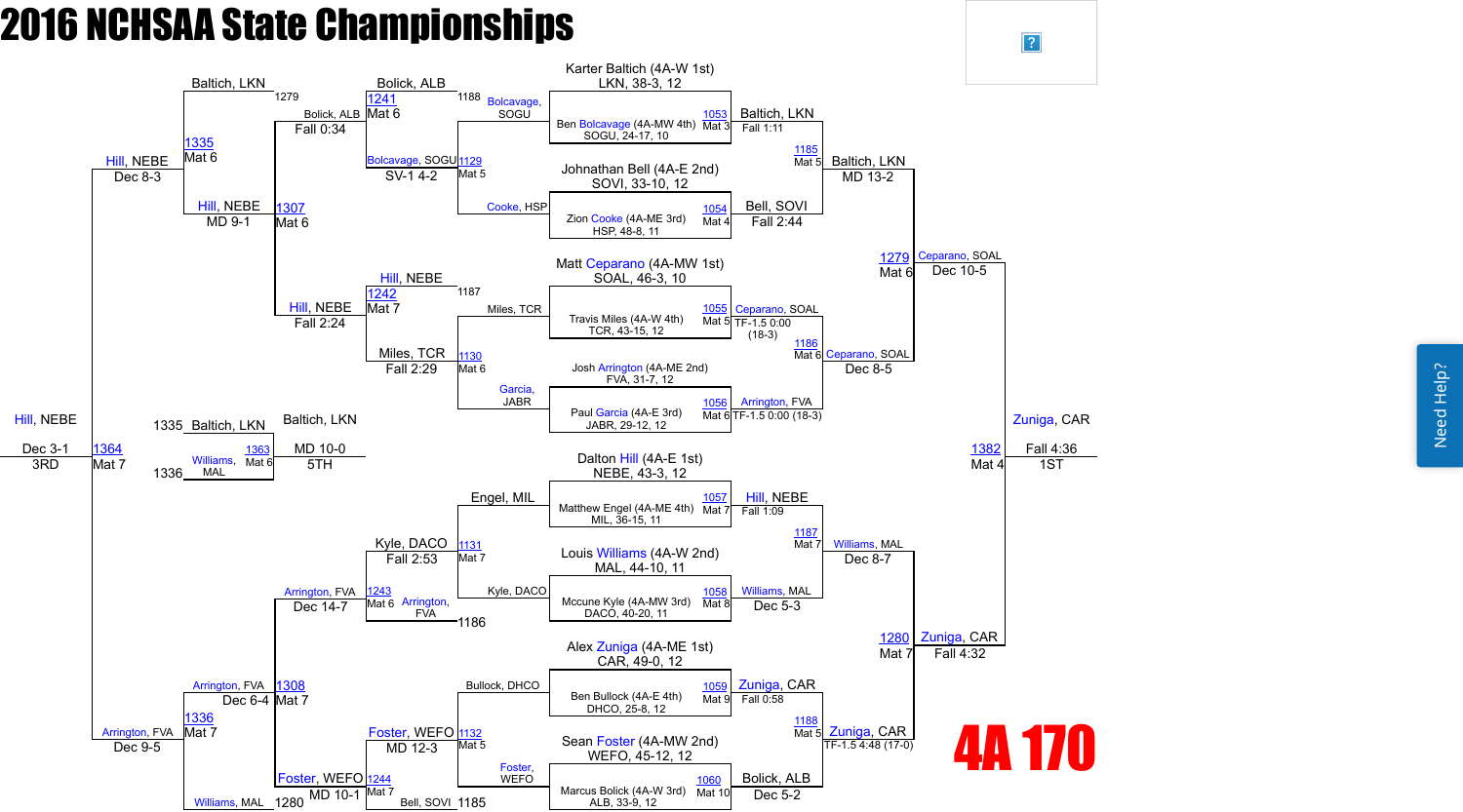# 2016 NCHSAA State Championships

## 4A 170

### Championship Bracket

**First Round**

| Bout | Mat | Wrestler 1 | Wrestler 2 | Winner | Result |
|---|---|---|---|---|---|
| 1053 | Mat 3 | Karter Baltich (4A-W 1st), LKN, 38-3, 12 | Ben Bolcavage (4A-MW 4th), SOGU, 24-17, 10 | Baltich, LKN | Fall 1:11 |
| 1054 | Mat 4 | Johnathan Bell (4A-E 2nd), SOVI, 33-10, 12 | Zion Cooke (4A-ME 3rd), HSP, 48-8, 11 | Bell, SOVI | Fall 2:44 |
| 1055 | Mat 5 | Matt Ceparano (4A-MW 1st), SOAL, 46-3, 10 | Travis Miles (4A-W 4th), TCR, 43-15, 12 | Ceparano, SOAL | TF-1.5 0:00 (18-3) |
| 1056 | Mat 6 | Josh Arrington (4A-ME 2nd), FVA, 31-7, 12 | Paul Garcia (4A-E 3rd), JABR, 29-12, 12 | Arrington, FVA | TF-1.5 0:00 (18-3) |
| 1057 | Mat 7 | Dalton Hill (4A-E 1st), NEBE, 43-3, 12 | Matthew Engel (4A-ME 4th), MIL, 36-15, 11 | Hill, NEBE | Fall 1:09 |
| 1058 | Mat 8 | Louis Williams (4A-W 2nd), MAL, 44-10, 11 | Mccune Kyle (4A-MW 3rd), DACO, 40-20, 11 | Williams, MAL | Dec 5-3 |
| 1059 | Mat 9 | Alex Zuniga (4A-ME 1st), CAR, 49-0, 12 | Ben Bullock (4A-E 4th), DHCO, 25-8, 12 | Zuniga, CAR | Fall 0:58 |
| 1060 | Mat 10 | Sean Foster (4A-MW 2nd), WEFO, 45-12, 12 | Marcus Bolick (4A-W 3rd), ALB, 33-9, 12 | Bolick, ALB | Dec 5-2 |

**Quarterfinals**

| Bout | Mat | Winner | Result |
|---|---|---|---|
| 1185 | Mat 5 | Baltich, LKN | MD 13-2 |
| 1186 | Mat 6 | Ceparano, SOAL | Dec 8-5 |
| 1187 | Mat 7 | Williams, MAL | Dec 8-7 |
| 1188 | Mat 5 | Zuniga, CAR | TF-1.5 4:48 (17-0) |

**Semifinals**

| Bout | Mat | Winner | Result |
|---|---|---|---|
| 1279 | Mat 6 | Ceparano, SOAL | Dec 10-5 |
| 1280 | Mat 7 | Zuniga, CAR | Fall 4:32 |

**Final**

| Bout | Mat | Winner | Result | Place |
|---|---|---|---|---|
| 1382 | Mat 4 | Zuniga, CAR | Fall 4:36 | 1ST |

### Consolation Bracket

| Bout | Mat | Wrestlers | Winner | Result |
|---|---|---|---|---|
| 1129 | Mat 5 | Bolcavage, SOGU vs. Cooke, HSP | Bolcavage, SOGU | SV-1 4-2 |
| 1130 | Mat 6 | Miles, TCR vs. Garcia, JABR | Miles, TCR | Fall 2:29 |
| 1131 | Mat 7 | Engel, MIL vs. Kyle, DACO | Kyle, DACO | Fall 2:53 |
| 1132 | Mat 5 | Bullock, DHCO vs. Foster, WEFO | Foster, WEFO | MD 12-3 |
| 1241 | Mat 6 | Bolick, ALB (1188) vs. Bolcavage, SOGU | Bolick, ALB | Fall 0:34 |
| 1242 | Mat 7 | Hill, NEBE (1187) vs. Miles, TCR | Hill, NEBE | Fall 2:24 |
| 1243 | Mat 6 | Kyle, DACO vs. Arrington, FVA (1186) | Arrington, FVA | Dec 14-7 |
| 1244 | Mat 7 | Foster, WEFO vs. Bell, SOVI (1185) | Foster, WEFO | MD 10-1 |
| 1307 | Mat 6 | Baltich, LKN (1279) vs. Hill, NEBE | Hill, NEBE | MD 9-1 |
| 1308 | Mat 7 | Arrington, FVA vs. Williams, MAL (1280) | Arrington, FVA | Dec 6-4 |
| 1335 | Mat 6 | Baltich, LKN vs. Hill, NEBE | Hill, NEBE | Dec 8-3 |
| 1336 | Mat 7 | Arrington, FVA vs. Foster, WEFO | Arrington, FVA | Dec 9-5 |
| 1364 | Mat 7 | Hill, NEBE vs. Arrington, FVA | Hill, NEBE | Dec 3-1 (3RD) |
| 1363 | Mat 6 | Baltich, LKN (1335) vs. Williams, MAL (1336) | Baltich, LKN | MD 10-0 (5TH) |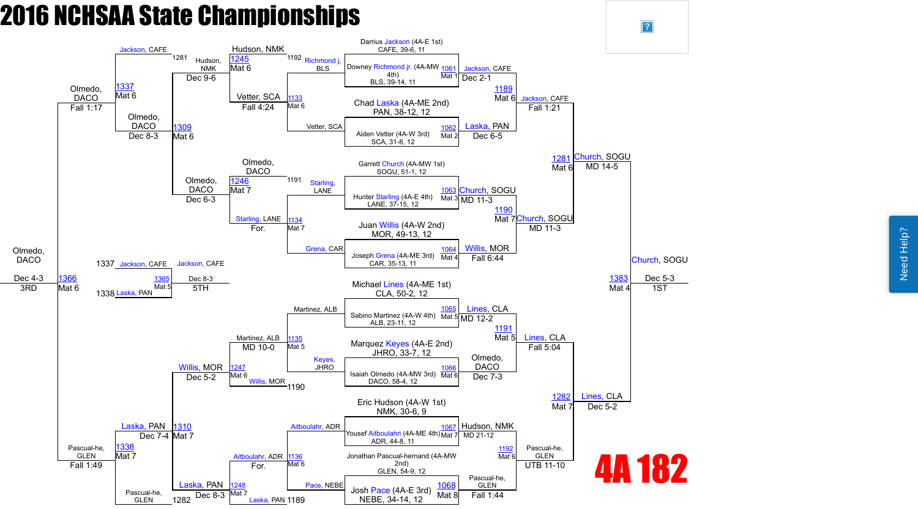# 2016 NCHSAA State Championships

**4A 182**

## Championship Bracket

### First Round

| Bout | Mat | Wrestler 1 | Wrestler 2 | Winner | Result |
|---|---|---|---|---|---|
| 1061 | Mat 1 | Darrius Jackson (4A-E 1st) CAFE, 39-6, 11 | Downey Richmond jr. (4A-MW 4th) BLS, 39-14, 11 | Jackson, CAFE | Dec 2-1 |
| 1062 | Mat 2 | Chad Laska (4A-ME 2nd) PAN, 38-12, 12 | Aiden Vetter (4A-W 3rd) SCA, 31-8, 12 | Laska, PAN | Dec 6-5 |
| 1063 | Mat 3 | Garrett Church (4A-MW 1st) SOGU, 51-1, 12 | Hunter Starling (4A-E 4th) LANE, 37-15, 12 | Church, SOGU | MD 11-3 |
| 1064 | Mat 4 | Juan Willis (4A-W 2nd) MOR, 49-13, 12 | Joseph Grena (4A-ME 3rd) CAR, 35-13, 11 | Willis, MOR | Fall 6:44 |
| 1065 | Mat 5 | Michael Lines (4A-ME 1st) CLA, 50-2, 12 | Sabino Martinez (4A-W 4th) ALB, 23-11, 12 | Lines, CLA | MD 12-2 |
| 1066 | Mat 6 | Marquez Keyes (4A-E 2nd) JHRO, 33-7, 12 | Isaiah Olmedo (4A-MW 3rd) DACO, 58-4, 12 | Olmedo, DACO | Dec 7-3 |
| 1067 | Mat 7 | Eric Hudson (4A-W 1st) NMK, 30-6, 9 | Yousef Aitboulahri (4A-ME 4th) ADR, 44-8, 11 | Hudson, NMK | MD 21-12 |
| 1068 | Mat 8 | Jonathan Pascual-hernand (4A-MW 2nd) GLEN, 54-9, 12 | Josh Pace (4A-E 3rd) NEBE, 34-14, 12 | Pascual-he, GLEN | Fall 1:44 |

### Quarterfinals

| Bout | Mat | Wrestler 1 | Wrestler 2 | Winner | Result |
|---|---|---|---|---|---|
| 1189 | Mat 6 | Jackson, CAFE | Laska, PAN | Jackson, CAFE | Fall 1:21 |
| 1190 | Mat 7 | Church, SOGU | Willis, MOR | Church, SOGU | MD 11-3 |
| 1191 | Mat 5 | Lines, CLA | Olmedo, DACO | Lines, CLA | Fall 5:04 |
| 1192 | Mat 6 | Hudson, NMK | Pascual-he, GLEN | Pascual-he, GLEN | UTB 11-10 |

### Semifinals

| Bout | Mat | Wrestler 1 | Wrestler 2 | Winner | Result |
|---|---|---|---|---|---|
| 1281 | Mat 6 | Jackson, CAFE | Church, SOGU | Church, SOGU | MD 14-5 |
| 1282 | Mat 7 | Lines, CLA | Pascual-he, GLEN | Lines, CLA | Dec 5-2 |

### Final

| Bout | Mat | Wrestler 1 | Wrestler 2 | Winner | Result |
|---|---|---|---|---|---|
| 1383 | Mat 4 | Church, SOGU | Lines, CLA | Church, SOGU | Dec 5-3 (1ST) |

## Consolation Bracket

### Consolation First Round

| Bout | Mat | Wrestler 1 | Wrestler 2 | Winner | Result |
|---|---|---|---|---|---|
| 1133 | Mat 6 | Richmond j, BLS (1192) | Vetter, SCA | Vetter, SCA | Fall 4:24 |
| 1134 | Mat 7 | Starling, LANE (1191) | Grena, CAR | Starling, LANE | For. |
| 1135 | Mat 5 | Martinez, ALB | Keyes, JHRO | Martinez, ALB | MD 10-0 |
| 1136 | Mat 6 | Aitboulahr, ADR | Pace, NEBE | Aitboulahr, ADR | For. |

### Consolation Second Round

| Bout | Mat | Wrestler 1 | Wrestler 2 | Winner | Result |
|---|---|---|---|---|---|
| 1245 | Mat 6 | Hudson, NMK (1192) | Vetter, SCA | Hudson, NMK | Dec 9-6 |
| 1246 | Mat 7 | Olmedo, DACO (1191) | Starling, LANE | Olmedo, DACO | Dec 6-3 |
| 1247 | Mat 6 | Martinez, ALB | Willis, MOR (1190) | Willis, MOR | Dec 5-2 |
| 1248 | Mat 7 | Aitboulahr, ADR | Laska, PAN (1189) | Laska, PAN | Dec 8-3 |

### Consolation Quarterfinals

| Bout | Mat | Wrestler 1 | Wrestler 2 | Winner | Result |
|---|---|---|---|---|---|
| 1309 | Mat 6 | Hudson, NMK (1281) | Olmedo, DACO | Olmedo, DACO | Dec 8-3 |
| 1310 | Mat 7 | Willis, MOR | Laska, PAN (1282) | Laska, PAN | Dec 7-4 |

### Consolation Semifinals

| Bout | Mat | Wrestler 1 | Wrestler 2 | Winner | Result |
|---|---|---|---|---|---|
| 1337 | Mat 6 | Jackson, CAFE (1281) | Olmedo, DACO | Olmedo, DACO | Fall 1:17 |
| 1338 | Mat 7 | Laska, PAN | Pascual-he, GLEN (1282) | Pascual-he, GLEN | Fall 1:49 |

### 3rd Place

| Bout | Mat | Wrestler 1 | Wrestler 2 | Winner | Result |
|---|---|---|---|---|---|
| 1366 | Mat 6 | Olmedo, DACO | Pascual-he, GLEN | Olmedo, DACO | Dec 4-3 (3RD) |

### 5th Place

| Bout | Mat | Wrestler 1 | Wrestler 2 | Winner | Result |
|---|---|---|---|---|---|
| 1365 | Mat 5 | Jackson, CAFE (1337) | Laska, PAN (1338) | Jackson, CAFE | Dec 8-3 (5TH) |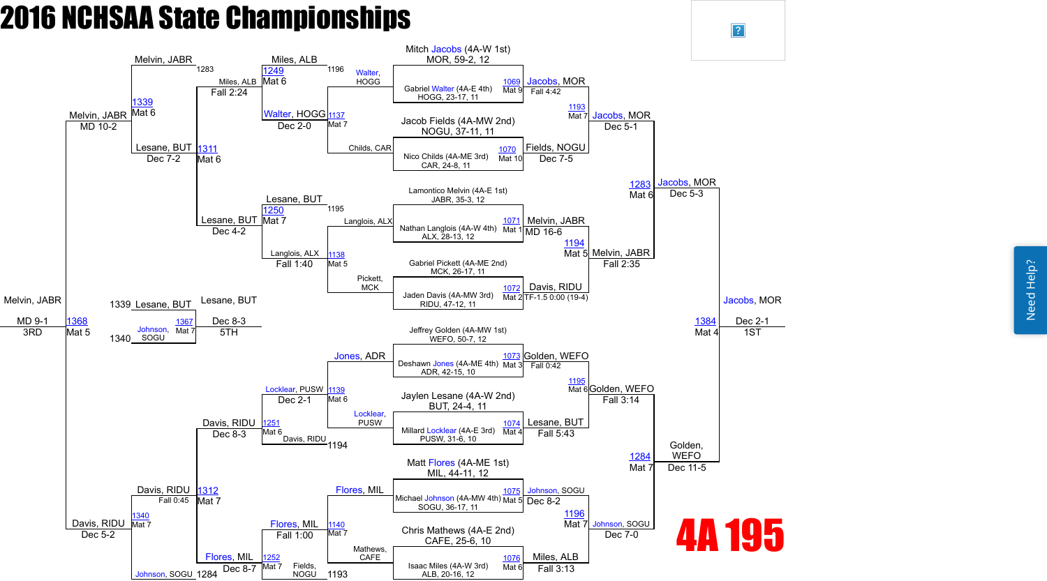# 2016 NCHSAA State Championships

## 4A 195

### Championship Bracket — First Round

| Bout | Mat | Wrestler | Wrestler | Winner | Result |
|---|---|---|---|---|---|
| 1069 | Mat 9 | Mitch Jacobs (4A-W 1st), MOR, 59-2, 12 | Gabriel Walter (4A-E 4th), HOGG, 23-17, 11 | Jacobs, MOR | Fall 4:42 |
| 1070 | Mat 10 | Jacob Fields (4A-MW 2nd), NOGU, 37-11, 11 | Nico Childs (4A-ME 3rd), CAR, 24-8, 11 | Fields, NOGU | Dec 7-5 |
| 1071 | Mat 1 | Lamontico Melvin (4A-E 1st), JABR, 35-3, 12 | Nathan Langlois (4A-W 4th), ALX, 28-13, 12 | Melvin, JABR | MD 16-6 |
| 1072 | Mat 2 | Gabriel Pickett (4A-ME 2nd), MCK, 26-17, 11 | Jaden Davis (4A-MW 3rd), RIDU, 47-12, 11 | Davis, RIDU | TF-1.5 0:00 (19-4) |
| 1073 | Mat 3 | Jeffrey Golden (4A-MW 1st), WEFO, 50-7, 12 | Deshawn Jones (4A-ME 4th), ADR, 42-15, 10 | Golden, WEFO | Fall 0:42 |
| 1074 | Mat 4 | Jaylen Lesane (4A-W 2nd), BUT, 24-4, 11 | Millard Locklear (4A-E 3rd), PUSW, 31-6, 10 | Lesane, BUT | Fall 5:43 |
| 1075 | Mat 5 | Matt Flores (4A-ME 1st), MIL, 44-11, 12 | Michael Johnson (4A-MW 4th), SOGU, 36-17, 11 | Johnson, SOGU | Dec 8-2 |
| 1076 | Mat 6 | Chris Mathews (4A-E 2nd), CAFE, 25-6, 10 | Isaac Miles (4A-W 3rd), ALB, 20-16, 12 | Miles, ALB | Fall 3:13 |

### Championship Quarterfinals

| Bout | Mat | Winner | Result |
|---|---|---|---|
| 1193 | Mat 7 | Jacobs, MOR | Dec 5-1 |
| 1194 | Mat 5 | Melvin, JABR | Fall 2:35 |
| 1195 | Mat 6 | Golden, WEFO | Fall 3:14 |
| 1196 | Mat 7 | Johnson, SOGU | Dec 7-0 |

### Championship Semifinals

| Bout | Mat | Winner | Result |
|---|---|---|---|
| 1283 | Mat 6 | Jacobs, MOR | Dec 5-3 |
| 1284 | Mat 7 | Golden, WEFO | Dec 11-5 |

### Championship Final

| Bout | Mat | Winner | Result | Place |
|---|---|---|---|---|
| 1384 | Mat 4 | Jacobs, MOR | Dec 2-1 | 1ST |

### Consolation Bracket

| Bout | Mat | Wrestlers | Winner | Result |
|---|---|---|---|---|
| 1137 | Mat 7 | Walter, HOGG vs. Childs, CAR | Walter, HOGG | Dec 2-0 |
| 1138 | Mat 5 | Langlois, ALX vs. Pickett, MCK | Langlois, ALX | Fall 1:40 |
| 1139 | Mat 6 | Jones, ADR vs. Locklear, PUSW | Locklear, PUSW | Dec 2-1 |
| 1140 | Mat 7 | Flores, MIL vs. Mathews, CAFE | Flores, MIL | Fall 1:00 |
| 1249 | Mat 6 | Miles, ALB (1196) vs. Walter, HOGG | Miles, ALB | Fall 2:24 |
| 1250 | Mat 7 | Lesane, BUT (1195) vs. Langlois, ALX | Lesane, BUT | Dec 4-2 |
| 1251 | Mat 6 | Locklear, PUSW vs. Davis, RIDU (1194) | Davis, RIDU | Dec 8-3 |
| 1252 | Mat 7 | Flores, MIL vs. Fields, NOGU (1193) | Flores, MIL | Dec 8-7 |
| 1311 | Mat 6 | Miles, ALB vs. Lesane, BUT | Lesane, BUT | Dec 7-2 |
| 1312 | Mat 7 | Davis, RIDU vs. Flores, MIL | Davis, RIDU | Fall 0:45 |
| 1339 | Mat 6 | Melvin, JABR (1283) vs. Lesane, BUT | Melvin, JABR | MD 10-2 |
| 1340 | Mat 7 | Davis, RIDU vs. Johnson, SOGU (1284) | Davis, RIDU | Dec 5-2 |

### 3rd Place

| Bout | Mat | Wrestlers | Winner | Result | Place |
|---|---|---|---|---|---|
| 1368 | Mat 5 | Melvin, JABR vs. Davis, RIDU | Melvin, JABR | MD 9-1 | 3RD |

### 5th Place

| Bout | Mat | Wrestlers | Winner | Result | Place |
|---|---|---|---|---|---|
| 1367 | Mat 7 | Lesane, BUT (1339) vs. Johnson, SOGU (1340) | Lesane, BUT | Dec 8-3 | 5TH |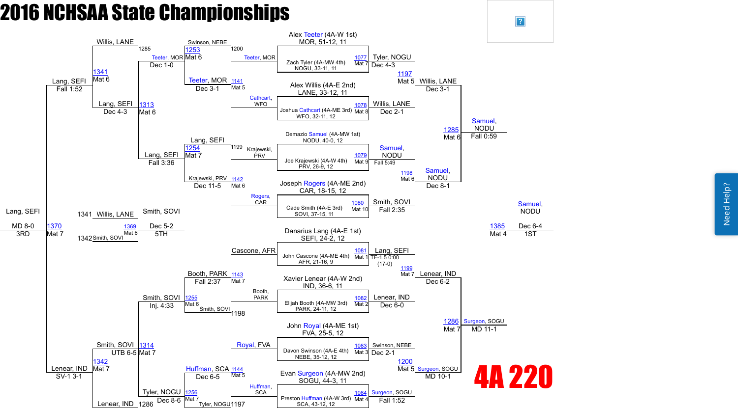# 2016 NCHSAA State Championships

## 4A 220

### Championship Bracket

**First Round**

| Bout | Mat | Wrestler 1 | Wrestler 2 | Winner | Result |
|---|---|---|---|---|---|
| 1077 | Mat 7 | Alex Teeter (4A-W 1st) MOR, 51-12, 11 | Zach Tyler (4A-MW 4th) NOGU, 33-11, 11 | Tyler, NOGU | Dec 4-3 |
| 1078 | Mat 8 | Alex Willis (4A-E 2nd) LANE, 33-12, 11 | Joshua Cathcart (4A-ME 3rd) WFO, 32-11, 12 | Willis, LANE | Dec 2-1 |
| 1079 | Mat 9 | Demazio Samuel (4A-MW 1st) NODU, 40-0, 12 | Joe Krajewski (4A-W 4th) PRV, 26-9, 12 | Samuel, NODU | Fall 5:49 |
| 1080 | Mat 10 | Joseph Rogers (4A-ME 2nd) CAR, 18-15, 12 | Cade Smith (4A-E 3rd) SOVI, 37-15, 11 | Smith, SOVI | Fall 2:35 |
| 1081 | Mat 1 | Danarius Lang (4A-E 1st) SEFI, 24-2, 12 | John Cascone (4A-ME 4th) AFR, 21-16, 9 | Lang, SEFI | TF-1.5 0:00 (17-0) |
| 1082 | Mat 2 | Xavier Lenear (4A-W 2nd) IND, 36-6, 11 | Elijah Booth (4A-MW 3rd) PARK, 24-11, 12 | Lenear, IND | Dec 6-0 |
| 1083 | Mat 3 | John Royal (4A-ME 1st) FVA, 25-5, 12 | Davon Swinson (4A-E 4th) NEBE, 35-12, 12 | Swinson, NEBE | Dec 2-1 |
| 1084 | Mat 4 | Evan Surgeon (4A-MW 2nd) SOGU, 44-3, 11 | Preston Huffman (4A-W 3rd) SCA, 43-12, 12 | Surgeon, SOGU | Fall 1:52 |

**Quarterfinals**

| Bout | Mat | Winner | Result |
|---|---|---|---|
| 1197 | Mat 5 | Willis, LANE | Dec 3-1 |
| 1198 | Mat 6 | Samuel, NODU | Dec 8-1 |
| 1199 | Mat 7 | Lenear, IND | Dec 6-2 |
| 1200 | Mat 5 | Surgeon, SOGU | MD 10-1 |

**Semifinals**

| Bout | Mat | Winner | Result |
|---|---|---|---|
| 1285 | Mat 6 | Samuel, NODU | Fall 0:59 |
| 1286 | Mat 7 | Surgeon, SOGU | MD 11-1 |

**Final**

| Bout | Mat | Winner | Result |
|---|---|---|---|
| 1385 | Mat 4 | Samuel, NODU | Dec 6-4 — 1ST |

### Consolation Bracket

**Consolation Round 1**

| Bout | Mat | Wrestlers | Winner | Result |
|---|---|---|---|---|
| 1141 | Mat 5 | Teeter, MOR vs. Cathcart, WFO | Teeter, MOR | Dec 3-1 |
| 1142 | Mat 6 | Krajewski, PRV vs. Rogers, CAR | Krajewski, PRV | Dec 11-5 |
| 1143 | Mat 7 | Cascone, AFR vs. Booth, PARK | Booth, PARK | Fall 2:37 |
| 1144 | Mat 5 | Royal, FVA vs. Huffman, SCA | Huffman, SCA | Dec 6-5 |

**Consolation Round 2**

| Bout | Mat | Wrestlers | Winner | Result |
|---|---|---|---|---|
| 1253 | Mat 6 | Swinson, NEBE (1200) vs. Teeter, MOR | Teeter, MOR | Dec 1-0 |
| 1254 | Mat 7 | Lang, SEFI (1199) vs. Krajewski, PRV | Lang, SEFI | Fall 3:36 |
| 1255 | Mat 6 | Booth, PARK vs. Smith, SOVI (1198) | Smith, SOVI | Inj. 4:33 |
| 1256 | Mat 7 | Huffman, SCA vs. Tyler, NOGU (1197) | Tyler, NOGU | Dec 8-6 |

**Consolation Semifinals**

| Bout | Mat | Wrestlers | Winner | Result |
|---|---|---|---|---|
| 1313 | Mat 6 | Teeter, MOR vs. Lang, SEFI | Lang, SEFI | Dec 4-3 |
| 1314 | Mat 7 | Smith, SOVI vs. Tyler, NOGU | Smith, SOVI | UTB 6-5 |
| 1341 | Mat 6 | Willis, LANE (1285) vs. Lang, SEFI | Lang, SEFI | Fall 1:52 |
| 1342 | Mat 7 | Smith, SOVI vs. Lenear, IND (1286) | Lenear, IND | SV-1 3-1 |

**Third Place**

| Bout | Mat | Wrestlers | Winner | Result |
|---|---|---|---|---|
| 1370 | Mat 7 | Lang, SEFI vs. Lenear, IND | Lang, SEFI | MD 8-0 — 3RD |

**Fifth Place**

| Bout | Mat | Wrestlers | Winner | Result |
|---|---|---|---|---|
| 1369 | Mat 6 | Willis, LANE (1341) vs. Smith, SOVI (1342) | Smith, SOVI | Dec 5-2 — 5TH |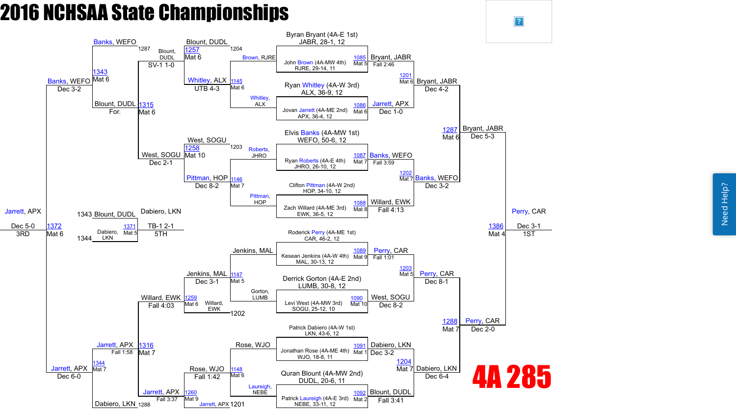# 2016 NCHSAA State Championships

## 4A 285

### Championship Bracket

**Quarterfinals**

- Byran Bryant (4A-E 1st) JABR, 28-1, 12 vs. John Brown (4A-MW 4th) RJRE, 29-14, 11 — 1085, Mat 5 — Bryant, JABR, Fall 2:46
- Ryan Whitley (4A-W 3rd) ALX, 36-9, 12 vs. Jovan Jarrett (4A-ME 2nd) APX, 36-4, 12 — 1086, Mat 6 — Jarrett, APX, Dec 1-0
- Elvis Banks (4A-MW 1st) WEFO, 50-6, 12 vs. Ryan Roberts (4A-E 4th) JHRO, 26-10, 12 — 1087, Mat 7 — Banks, WEFO, Fall 3:59
- Clifton Pittman (4A-W 2nd) HOP, 34-10, 12 vs. Zach Willard (4A-ME 3rd) EWK, 36-5, 12 — 1088, Mat 8 — Willard, EWK, Fall 4:13
- Roderick Perry (4A-ME 1st) CAR, 46-2, 12 vs. Kesean Jenkins (4A-W 4th) MAL, 30-13, 12 — 1089, Mat 9 — Perry, CAR, Fall 1:01
- Derrick Gorton (4A-E 2nd) LUMB, 30-8, 12 vs. Levi West (4A-MW 3rd) SOGU, 25-12, 10 — 1090, Mat 10 — West, SOGU, Dec 8-2
- Patrick Dabiero (4A-W 1st) LKN, 43-6, 12 vs. Jonathan Rose (4A-ME 4th) WJO, 18-8, 11 — 1091, Mat 1 — Dabiero, LKN, Dec 3-2
- Quran Blount (4A-MW 2nd) DUDL, 20-6, 11 vs. Patrick Laureigh (4A-E 3rd) NEBE, 33-11, 12 — 1092, Mat 2 — Blount, DUDL, Fall 3:41

**Semifinals**

- 1201, Mat 6 — Bryant, JABR vs. Jarrett, APX — Bryant, JABR, Dec 4-2
- 1202, Mat 7 — Banks, WEFO vs. Willard, EWK — Banks, WEFO, Dec 3-2
- 1203, Mat 5 — Perry, CAR vs. West, SOGU — Perry, CAR, Dec 8-1
- 1204, Mat 7 — Dabiero, LKN vs. Blount, DUDL — Dabiero, LKN, Dec 6-4

**Finals**

- 1287, Mat 6 — Bryant, JABR vs. Banks, WEFO — Bryant, JABR, Dec 5-3
- 1288, Mat 7 — Perry, CAR vs. Dabiero, LKN — Perry, CAR, Dec 2-0

**1st Place**

- 1386, Mat 4 — Perry, CAR vs. Bryant, JABR — Perry, CAR, Dec 3-1 — 1ST

### Consolation Bracket

**Consolation Round 1**

- 1145, Mat 6 — Brown, RJRE vs. Whitley, ALX — Whitley, ALX, UTB 4-3
- 1146, Mat 7 — Roberts, JHRO vs. Pittman, HOP — Pittman, HOP, Dec 8-2
- 1147, Mat 5 — Jenkins, MAL vs. Gorton, LUMB — Jenkins, MAL, Dec 3-1
- 1148, Mat 6 — Rose, WJO vs. Laureigh, NEBE — Rose, WJO, Fall 1:42

**Consolation Round 2**

- 1257, Mat 6 — Blount, DUDL (1204) vs. Whitley, ALX — Blount, DUDL
- 1258, Mat 10 — West, SOGU (1203) vs. Pittman, HOP — West, SOGU
- 1259, Mat 6 — Jenkins, MAL vs. Willard, EWK (1202) — Willard, EWK
- 1260, Mat 9 — Rose, WJO vs. Jarrett, APX (1201) — Jarrett, APX

**Consolation Round 3**

- 1315, Mat 6 — Blount, DUDL vs. West, SOGU — Blount, DUDL, SV-1 1-0
- 1316, Mat 7 — Willard, EWK vs. Jarrett, APX — Willard, EWK, Fall 4:03 / Jarrett, APX, Fall 3:37

**Consolation Semifinals**

- 1343, Mat 6 — Banks, WEFO (1287) vs. Blount, DUDL — Banks, WEFO, For.
- 1344, Mat 7 — Jarrett, APX vs. Dabiero, LKN (1288) — Jarrett, APX, Fall 1:58

**3rd Place**

- 1372, Mat 6 — Banks, WEFO (Dec 3-2) vs. Jarrett, APX (Dec 6-0) — Jarrett, APX, Dec 5-0 — 3RD

**5th Place**

- 1371, Mat 5 — Blount, DUDL (1343) vs. Dabiero, LKN (1344) — Dabiero, LKN, TB-1 2-1 — 5TH